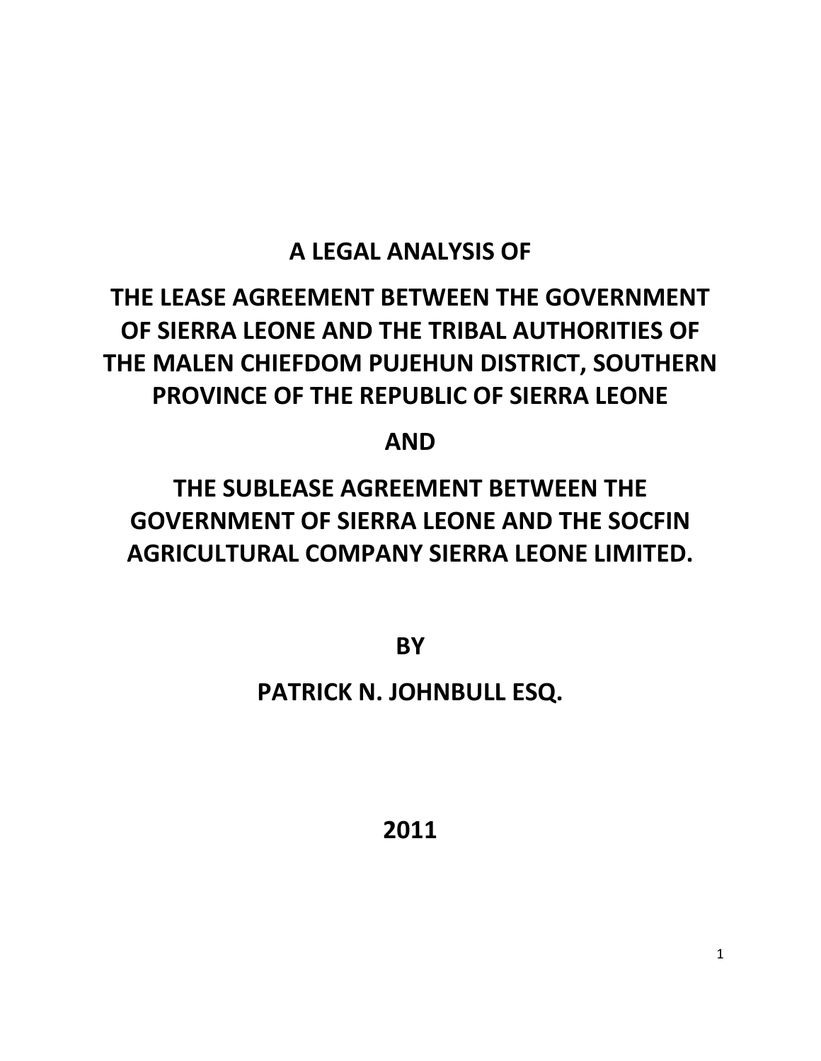# A LEGAL ANALYSIS OF

# THE LEASE AGREEMENT BETWEEN THE GOVERNMENT OF SIERRA LEONE AND THE TRIBAL AUTHORITIES OF THE MALEN CHIEFDOM PUJEHUN DISTRICT, SOUTHERN PROVINCE OF THE REPUBLIC OF SIERRA LEONE

# AND

# THE SUBLEASE AGREEMENT BETWEEN THE GOVERNMENT OF SIERRA LEONE AND THE SOCFIN AGRICULTURAL COMPANY SIERRA LEONE LIMITED.

**BY**

**PATRICK N. JOHNBULL ESQ.**

**2011**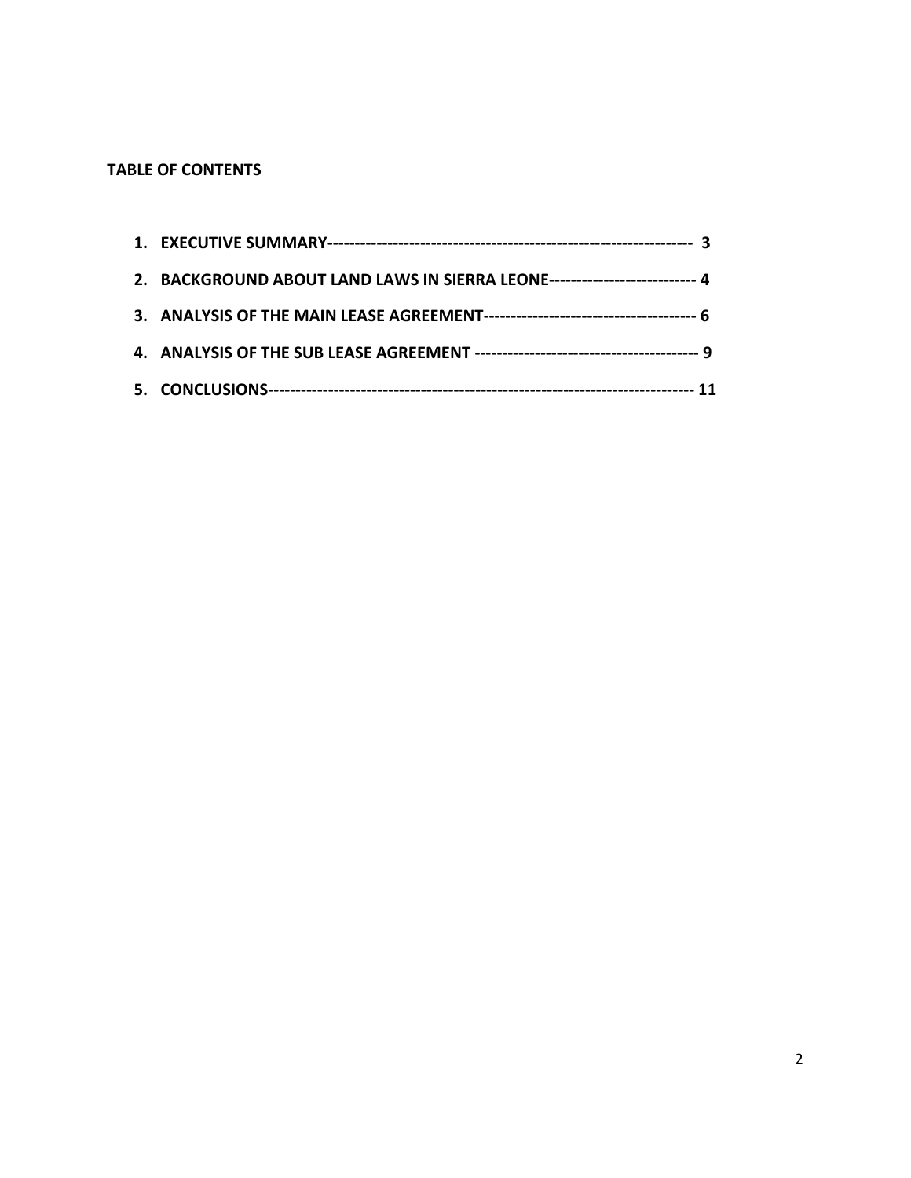**TABLE OF CONTENTS**

1. **EXECUTIVE SUMMARY------------------------------------------------------------------ 3**
2. **BACKGROUND ABOUT LAND LAWS IN SIERRA LEONE--------------------------- 4**
3. **ANALYSIS OF THE MAIN LEASE AGREEMENT-------------------------------------- 6**
4. **ANALYSIS OF THE SUB LEASE AGREEMENT ---------------------------------------- 9**
5. **CONCLUSIONS------------------------------------------------------------------------------ 11**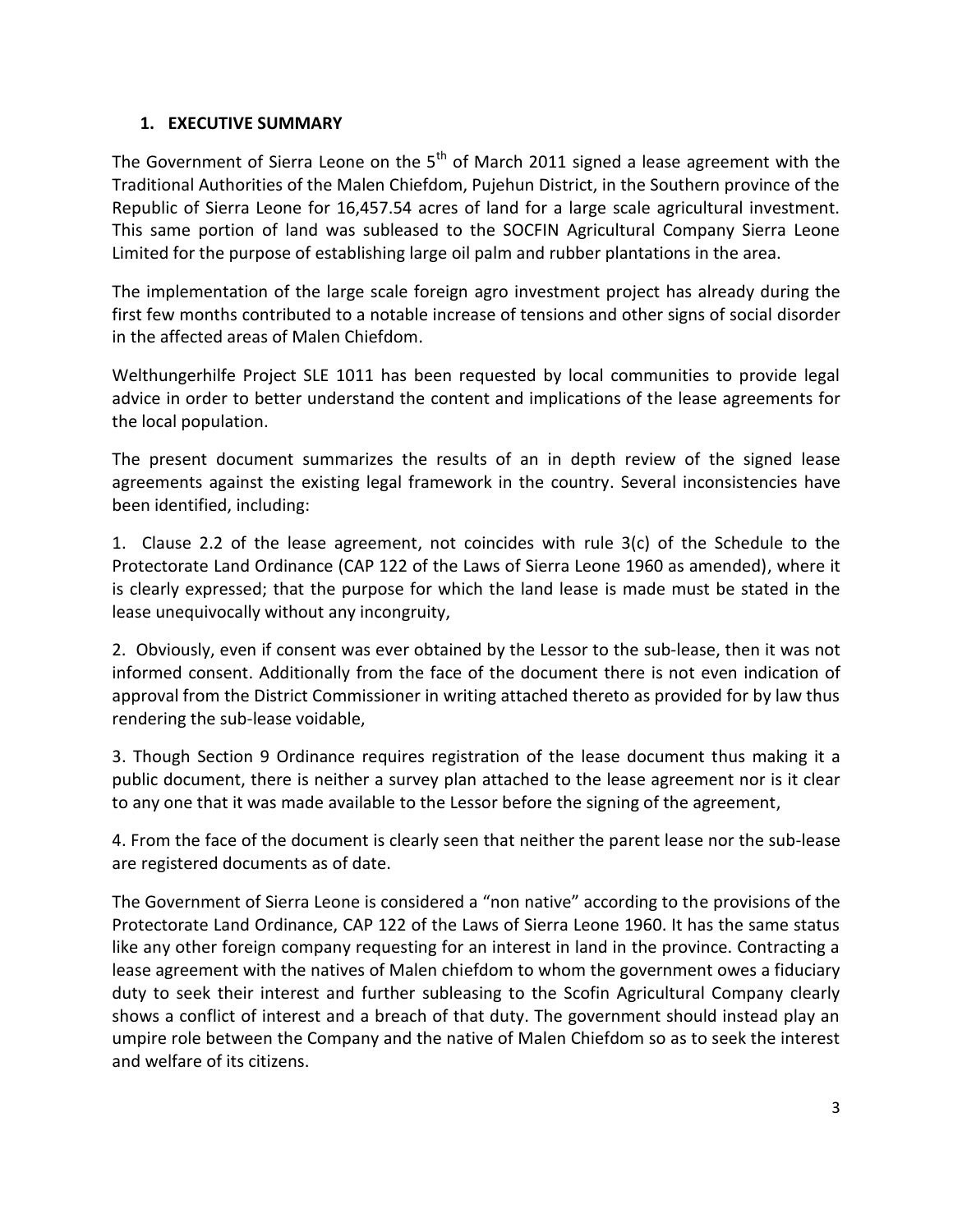## 1. EXECUTIVE SUMMARY

The Government of Sierra Leone on the 5th of March 2011 signed a lease agreement with the Traditional Authorities of the Malen Chiefdom, Pujehun District, in the Southern province of the Republic of Sierra Leone for 16,457.54 acres of land for a large scale agricultural investment. This same portion of land was subleased to the SOCFIN Agricultural Company Sierra Leone Limited for the purpose of establishing large oil palm and rubber plantations in the area.

The implementation of the large scale foreign agro investment project has already during the first few months contributed to a notable increase of tensions and other signs of social disorder in the affected areas of Malen Chiefdom.

Welthungerhilfe Project SLE 1011 has been requested by local communities to provide legal advice in order to better understand the content and implications of the lease agreements for the local population.

The present document summarizes the results of an in depth review of the signed lease agreements against the existing legal framework in the country. Several inconsistencies have been identified, including:

1. Clause 2.2 of the lease agreement, not coincides with rule 3(c) of the Schedule to the Protectorate Land Ordinance (CAP 122 of the Laws of Sierra Leone 1960 as amended), where it is clearly expressed; that the purpose for which the land lease is made must be stated in the lease unequivocally without any incongruity,

2. Obviously, even if consent was ever obtained by the Lessor to the sub-lease, then it was not informed consent. Additionally from the face of the document there is not even indication of approval from the District Commissioner in writing attached thereto as provided for by law thus rendering the sub-lease voidable,

3. Though Section 9 Ordinance requires registration of the lease document thus making it a public document, there is neither a survey plan attached to the lease agreement nor is it clear to any one that it was made available to the Lessor before the signing of the agreement,

4. From the face of the document is clearly seen that neither the parent lease nor the sub-lease are registered documents as of date.

The Government of Sierra Leone is considered a "non native" according to the provisions of the Protectorate Land Ordinance, CAP 122 of the Laws of Sierra Leone 1960. It has the same status like any other foreign company requesting for an interest in land in the province. Contracting a lease agreement with the natives of Malen chiefdom to whom the government owes a fiduciary duty to seek their interest and further subleasing to the Scofin Agricultural Company clearly shows a conflict of interest and a breach of that duty. The government should instead play an umpire role between the Company and the native of Malen Chiefdom so as to seek the interest and welfare of its citizens.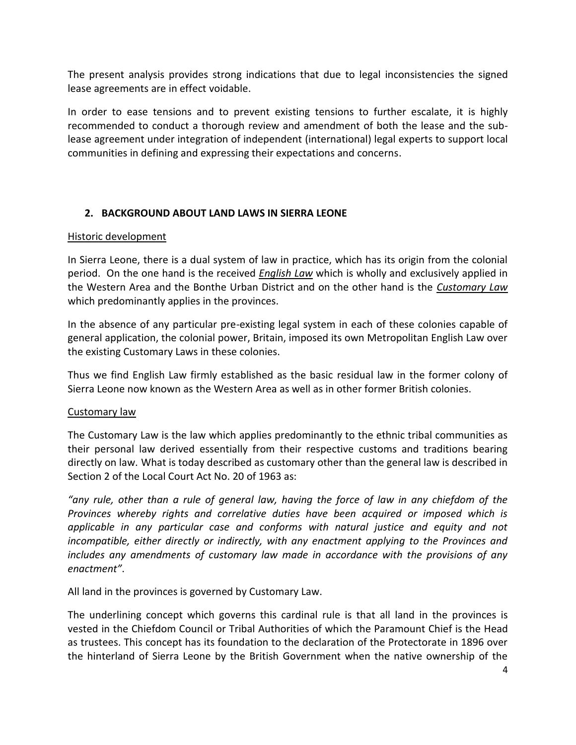The present analysis provides strong indications that due to legal inconsistencies the signed lease agreements are in effect voidable.

In order to ease tensions and to prevent existing tensions to further escalate, it is highly recommended to conduct a thorough review and amendment of both the lease and the sub-lease agreement under integration of independent (international) legal experts to support local communities in defining and expressing their expectations and concerns.

## 2. BACKGROUND ABOUT LAND LAWS IN SIERRA LEONE

### Historic development

In Sierra Leone, there is a dual system of law in practice, which has its origin from the colonial period. On the one hand is the received ***English Law*** which is wholly and exclusively applied in the Western Area and the Bonthe Urban District and on the other hand is the ***Customary Law*** which predominantly applies in the provinces.

In the absence of any particular pre-existing legal system in each of these colonies capable of general application, the colonial power, Britain, imposed its own Metropolitan English Law over the existing Customary Laws in these colonies.

Thus we find English Law firmly established as the basic residual law in the former colony of Sierra Leone now known as the Western Area as well as in other former British colonies.

### Customary law

The Customary Law is the law which applies predominantly to the ethnic tribal communities as their personal law derived essentially from their respective customs and traditions bearing directly on law. What is today described as customary other than the general law is described in Section 2 of the Local Court Act No. 20 of 1963 as:

*"any rule, other than a rule of general law, having the force of law in any chiefdom of the Provinces whereby rights and correlative duties have been acquired or imposed which is applicable in any particular case and conforms with natural justice and equity and not incompatible, either directly or indirectly, with any enactment applying to the Provinces and includes any amendments of customary law made in accordance with the provisions of any enactment"*.

All land in the provinces is governed by Customary Law.

The underlining concept which governs this cardinal rule is that all land in the provinces is vested in the Chiefdom Council or Tribal Authorities of which the Paramount Chief is the Head as trustees. This concept has its foundation to the declaration of the Protectorate in 1896 over the hinterland of Sierra Leone by the British Government when the native ownership of the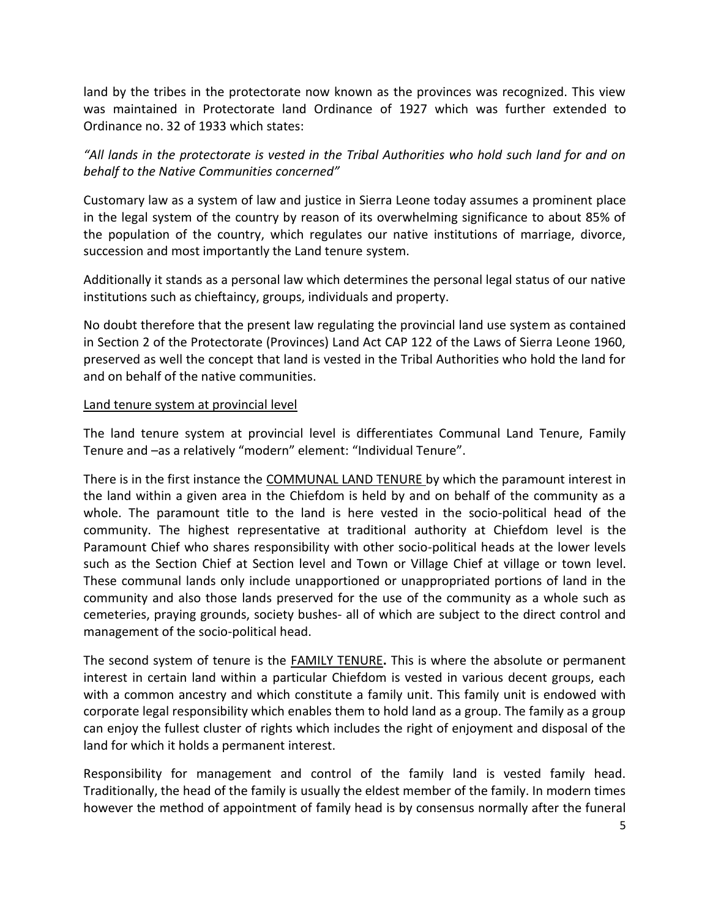land by the tribes in the protectorate now known as the provinces was recognized. This view was maintained in Protectorate land Ordinance of 1927 which was further extended to Ordinance no. 32 of 1933 which states:

*"All lands in the protectorate is vested in the Tribal Authorities who hold such land for and on behalf to the Native Communities concerned"*

Customary law as a system of law and justice in Sierra Leone today assumes a prominent place in the legal system of the country by reason of its overwhelming significance to about 85% of the population of the country, which regulates our native institutions of marriage, divorce, succession and most importantly the Land tenure system.

Additionally it stands as a personal law which determines the personal legal status of our native institutions such as chieftaincy, groups, individuals and property.

No doubt therefore that the present law regulating the provincial land use system as contained in Section 2 of the Protectorate (Provinces) Land Act CAP 122 of the Laws of Sierra Leone 1960, preserved as well the concept that land is vested in the Tribal Authorities who hold the land for and on behalf of the native communities.

<u>Land tenure system at provincial level</u>

The land tenure system at provincial level is differentiates Communal Land Tenure, Family Tenure and –as a relatively "modern" element: "Individual Tenure".

There is in the first instance the <u>COMMUNAL LAND TENURE</u> by which the paramount interest in the land within a given area in the Chiefdom is held by and on behalf of the community as a whole. The paramount title to the land is here vested in the socio-political head of the community. The highest representative at traditional authority at Chiefdom level is the Paramount Chief who shares responsibility with other socio-political heads at the lower levels such as the Section Chief at Section level and Town or Village Chief at village or town level. These communal lands only include unapportioned or unappropriated portions of land in the community and also those lands preserved for the use of the community as a whole such as cemeteries, praying grounds, society bushes- all of which are subject to the direct control and management of the socio-political head.

The second system of tenure is the <u>FAMILY TENURE</u>**.** This is where the absolute or permanent interest in certain land within a particular Chiefdom is vested in various decent groups, each with a common ancestry and which constitute a family unit. This family unit is endowed with corporate legal responsibility which enables them to hold land as a group. The family as a group can enjoy the fullest cluster of rights which includes the right of enjoyment and disposal of the land for which it holds a permanent interest.

Responsibility for management and control of the family land is vested family head. Traditionally, the head of the family is usually the eldest member of the family. In modern times however the method of appointment of family head is by consensus normally after the funeral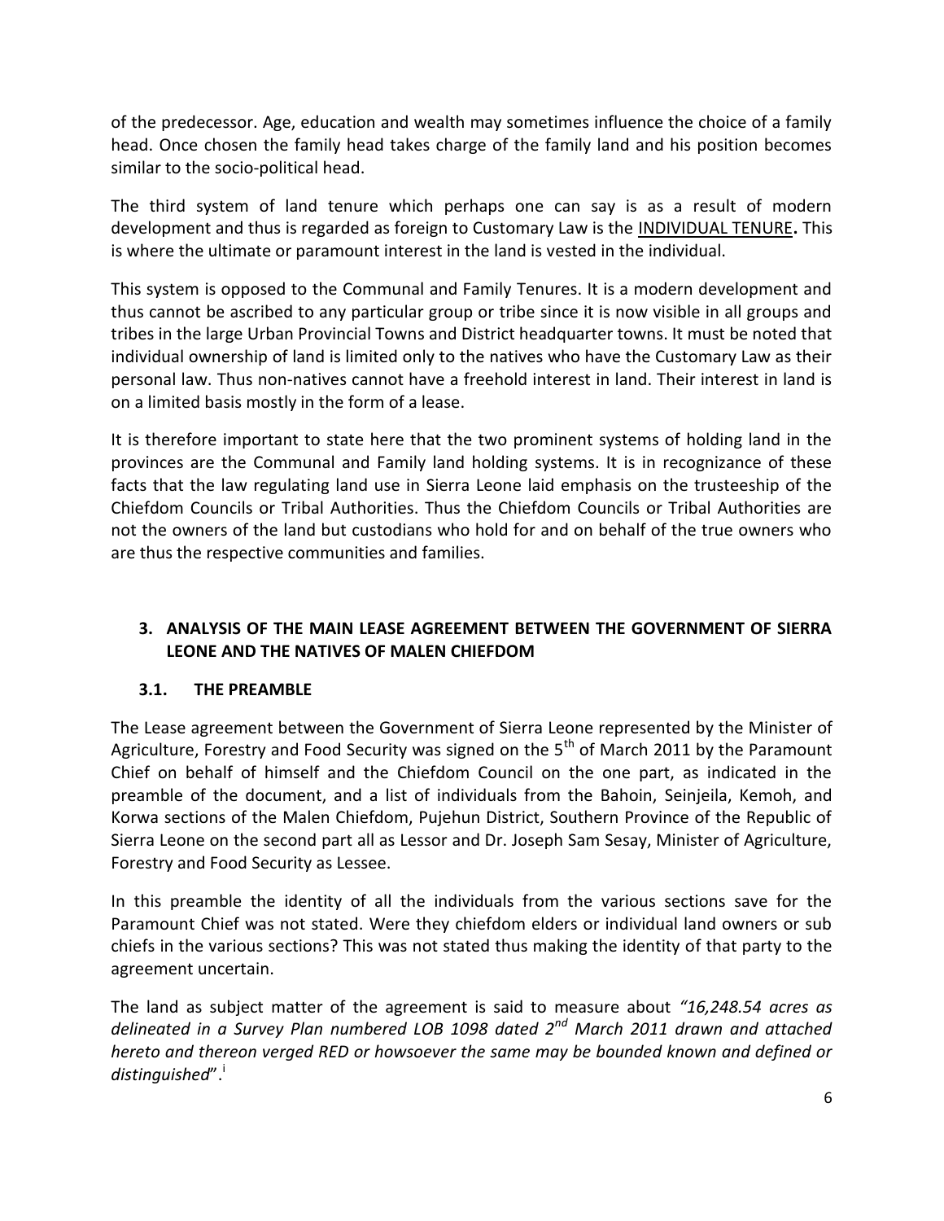of the predecessor. Age, education and wealth may sometimes influence the choice of a family head. Once chosen the family head takes charge of the family land and his position becomes similar to the socio-political head.

The third system of land tenure which perhaps one can say is as a result of modern development and thus is regarded as foreign to Customary Law is the INDIVIDUAL TENURE**.** This is where the ultimate or paramount interest in the land is vested in the individual.

This system is opposed to the Communal and Family Tenures. It is a modern development and thus cannot be ascribed to any particular group or tribe since it is now visible in all groups and tribes in the large Urban Provincial Towns and District headquarter towns. It must be noted that individual ownership of land is limited only to the natives who have the Customary Law as their personal law. Thus non-natives cannot have a freehold interest in land. Their interest in land is on a limited basis mostly in the form of a lease.

It is therefore important to state here that the two prominent systems of holding land in the provinces are the Communal and Family land holding systems. It is in recognizance of these facts that the law regulating land use in Sierra Leone laid emphasis on the trusteeship of the Chiefdom Councils or Tribal Authorities. Thus the Chiefdom Councils or Tribal Authorities are not the owners of the land but custodians who hold for and on behalf of the true owners who are thus the respective communities and families.

## 3. ANALYSIS OF THE MAIN LEASE AGREEMENT BETWEEN THE GOVERNMENT OF SIERRA LEONE AND THE NATIVES OF MALEN CHIEFDOM

### 3.1. THE PREAMBLE

The Lease agreement between the Government of Sierra Leone represented by the Minister of Agriculture, Forestry and Food Security was signed on the 5th of March 2011 by the Paramount Chief on behalf of himself and the Chiefdom Council on the one part, as indicated in the preamble of the document, and a list of individuals from the Bahoin, Seinjeila, Kemoh, and Korwa sections of the Malen Chiefdom, Pujehun District, Southern Province of the Republic of Sierra Leone on the second part all as Lessor and Dr. Joseph Sam Sesay, Minister of Agriculture, Forestry and Food Security as Lessee.

In this preamble the identity of all the individuals from the various sections save for the Paramount Chief was not stated. Were they chiefdom elders or individual land owners or sub chiefs in the various sections? This was not stated thus making the identity of that party to the agreement uncertain.

The land as subject matter of the agreement is said to measure about *"16,248.54 acres as delineated in a Survey Plan numbered LOB 1098 dated 2nd March 2011 drawn and attached hereto and thereon verged RED or howsoever the same may be bounded known and defined or distinguished*".[i]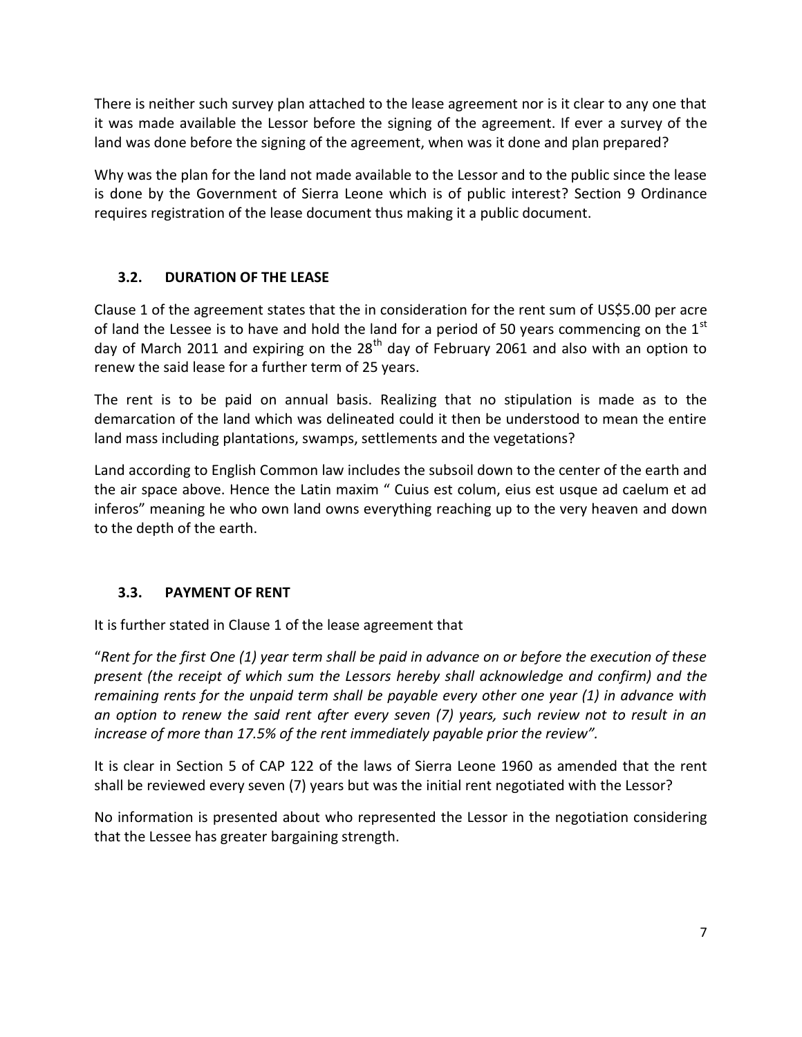There is neither such survey plan attached to the lease agreement nor is it clear to any one that it was made available the Lessor before the signing of the agreement. If ever a survey of the land was done before the signing of the agreement, when was it done and plan prepared?

Why was the plan for the land not made available to the Lessor and to the public since the lease is done by the Government of Sierra Leone which is of public interest? Section 9 Ordinance requires registration of the lease document thus making it a public document.

### 3.2. DURATION OF THE LEASE

Clause 1 of the agreement states that the in consideration for the rent sum of US$5.00 per acre of land the Lessee is to have and hold the land for a period of 50 years commencing on the 1st day of March 2011 and expiring on the 28th day of February 2061 and also with an option to renew the said lease for a further term of 25 years.

The rent is to be paid on annual basis. Realizing that no stipulation is made as to the demarcation of the land which was delineated could it then be understood to mean the entire land mass including plantations, swamps, settlements and the vegetations?

Land according to English Common law includes the subsoil down to the center of the earth and the air space above. Hence the Latin maxim " Cuius est colum, eius est usque ad caelum et ad inferos" meaning he who own land owns everything reaching up to the very heaven and down to the depth of the earth.

### 3.3. PAYMENT OF RENT

It is further stated in Clause 1 of the lease agreement that

"*Rent for the first One (1) year term shall be paid in advance on or before the execution of these present (the receipt of which sum the Lessors hereby shall acknowledge and confirm) and the remaining rents for the unpaid term shall be payable every other one year (1) in advance with an option to renew the said rent after every seven (7) years, such review not to result in an increase of more than 17.5% of the rent immediately payable prior the review".*

It is clear in Section 5 of CAP 122 of the laws of Sierra Leone 1960 as amended that the rent shall be reviewed every seven (7) years but was the initial rent negotiated with the Lessor?

No information is presented about who represented the Lessor in the negotiation considering that the Lessee has greater bargaining strength.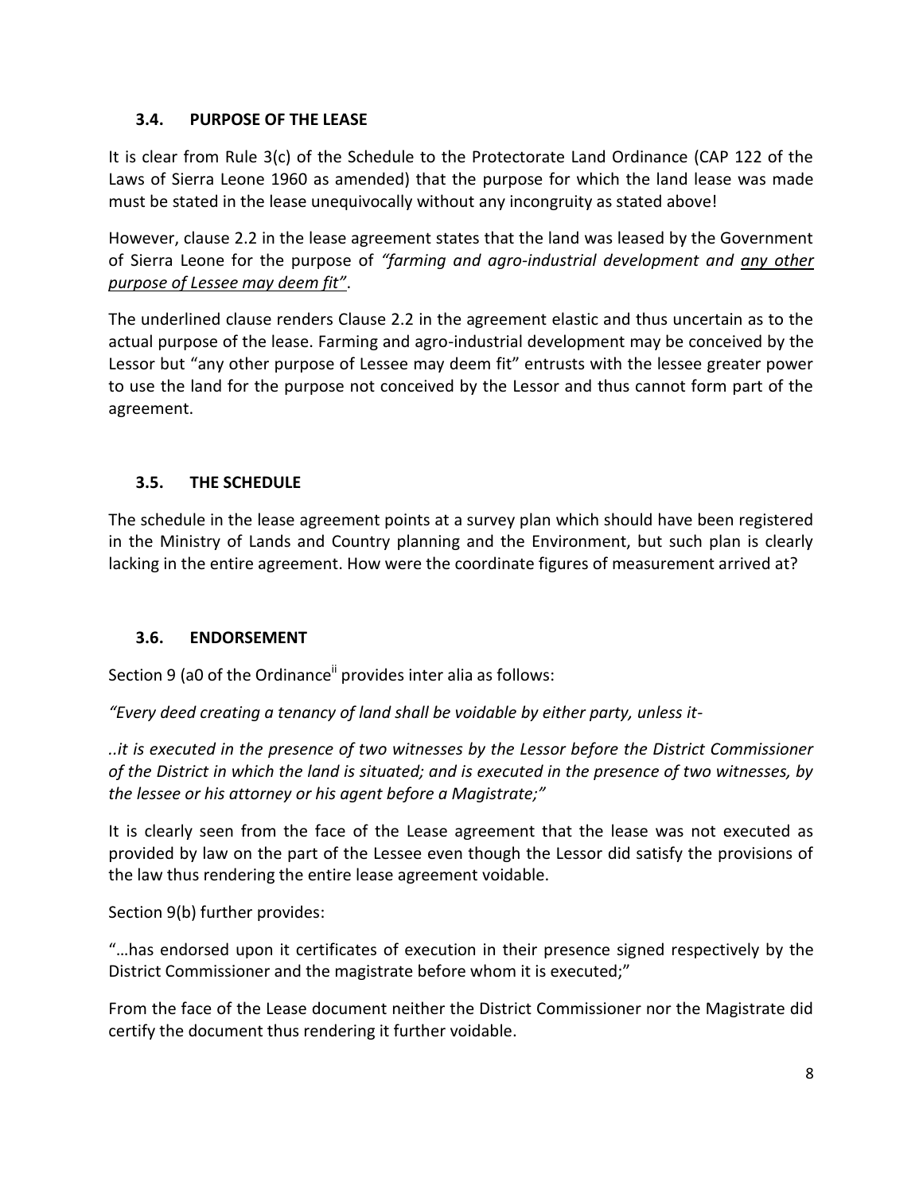### 3.4. PURPOSE OF THE LEASE

It is clear from Rule 3(c) of the Schedule to the Protectorate Land Ordinance (CAP 122 of the Laws of Sierra Leone 1960 as amended) that the purpose for which the land lease was made must be stated in the lease unequivocally without any incongruity as stated above!

However, clause 2.2 in the lease agreement states that the land was leased by the Government of Sierra Leone for the purpose of *"farming and agro-industrial development and <u>any other purpose of Lessee may deem fit</u>"*.

The underlined clause renders Clause 2.2 in the agreement elastic and thus uncertain as to the actual purpose of the lease. Farming and agro-industrial development may be conceived by the Lessor but "any other purpose of Lessee may deem fit" entrusts with the lessee greater power to use the land for the purpose not conceived by the Lessor and thus cannot form part of the agreement.

### 3.5. THE SCHEDULE

The schedule in the lease agreement points at a survey plan which should have been registered in the Ministry of Lands and Country planning and the Environment, but such plan is clearly lacking in the entire agreement. How were the coordinate figures of measurement arrived at?

### 3.6. ENDORSEMENT

Section 9 (a0 of the Ordinance[ii] provides inter alia as follows:

*"Every deed creating a tenancy of land shall be voidable by either party, unless it-*

*..it is executed in the presence of two witnesses by the Lessor before the District Commissioner of the District in which the land is situated; and is executed in the presence of two witnesses, by the lessee or his attorney or his agent before a Magistrate;"*

It is clearly seen from the face of the Lease agreement that the lease was not executed as provided by law on the part of the Lessee even though the Lessor did satisfy the provisions of the law thus rendering the entire lease agreement voidable.

Section 9(b) further provides:

"…has endorsed upon it certificates of execution in their presence signed respectively by the District Commissioner and the magistrate before whom it is executed;"

From the face of the Lease document neither the District Commissioner nor the Magistrate did certify the document thus rendering it further voidable.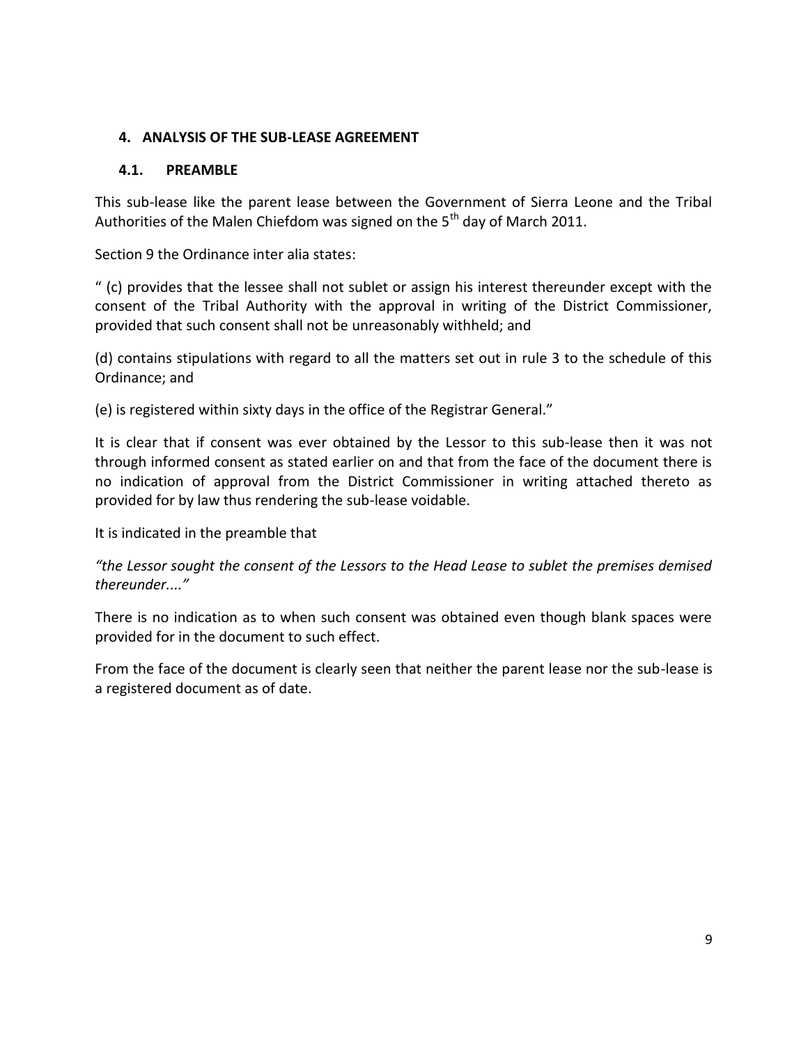## 4. ANALYSIS OF THE SUB-LEASE AGREEMENT

### 4.1. PREAMBLE

This sub-lease like the parent lease between the Government of Sierra Leone and the Tribal Authorities of the Malen Chiefdom was signed on the 5th day of March 2011.

Section 9 the Ordinance inter alia states:

" (c) provides that the lessee shall not sublet or assign his interest thereunder except with the consent of the Tribal Authority with the approval in writing of the District Commissioner, provided that such consent shall not be unreasonably withheld; and

(d) contains stipulations with regard to all the matters set out in rule 3 to the schedule of this Ordinance; and

(e) is registered within sixty days in the office of the Registrar General."

It is clear that if consent was ever obtained by the Lessor to this sub-lease then it was not through informed consent as stated earlier on and that from the face of the document there is no indication of approval from the District Commissioner in writing attached thereto as provided for by law thus rendering the sub-lease voidable.

It is indicated in the preamble that

*"the Lessor sought the consent of the Lessors to the Head Lease to sublet the premises demised thereunder...."*

There is no indication as to when such consent was obtained even though blank spaces were provided for in the document to such effect.

From the face of the document is clearly seen that neither the parent lease nor the sub-lease is a registered document as of date.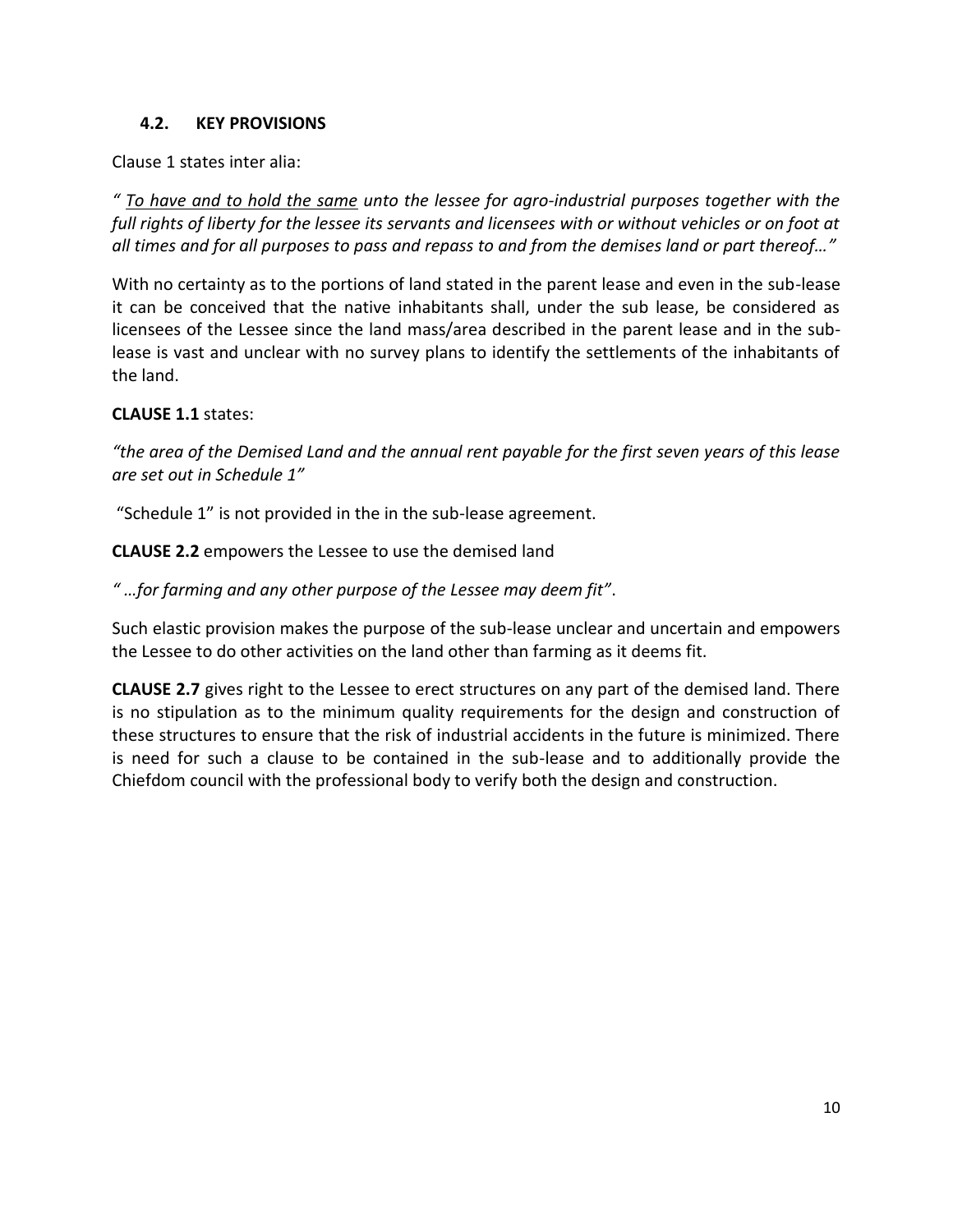### 4.2. KEY PROVISIONS

Clause 1 states inter alia:

*" <u>To have and to hold the same</u> unto the lessee for agro-industrial purposes together with the full rights of liberty for the lessee its servants and licensees with or without vehicles or on foot at all times and for all purposes to pass and repass to and from the demises land or part thereof…"*

With no certainty as to the portions of land stated in the parent lease and even in the sub-lease it can be conceived that the native inhabitants shall, under the sub lease, be considered as licensees of the Lessee since the land mass/area described in the parent lease and in the sub-lease is vast and unclear with no survey plans to identify the settlements of the inhabitants of the land.

**CLAUSE 1.1** states:

*"the area of the Demised Land and the annual rent payable for the first seven years of this lease are set out in Schedule 1"*

"Schedule 1" is not provided in the in the sub-lease agreement.

**CLAUSE 2.2** empowers the Lessee to use the demised land

*" …for farming and any other purpose of the Lessee may deem fit"*.

Such elastic provision makes the purpose of the sub-lease unclear and uncertain and empowers the Lessee to do other activities on the land other than farming as it deems fit.

**CLAUSE 2.7** gives right to the Lessee to erect structures on any part of the demised land. There is no stipulation as to the minimum quality requirements for the design and construction of these structures to ensure that the risk of industrial accidents in the future is minimized. There is need for such a clause to be contained in the sub-lease and to additionally provide the Chiefdom council with the professional body to verify both the design and construction.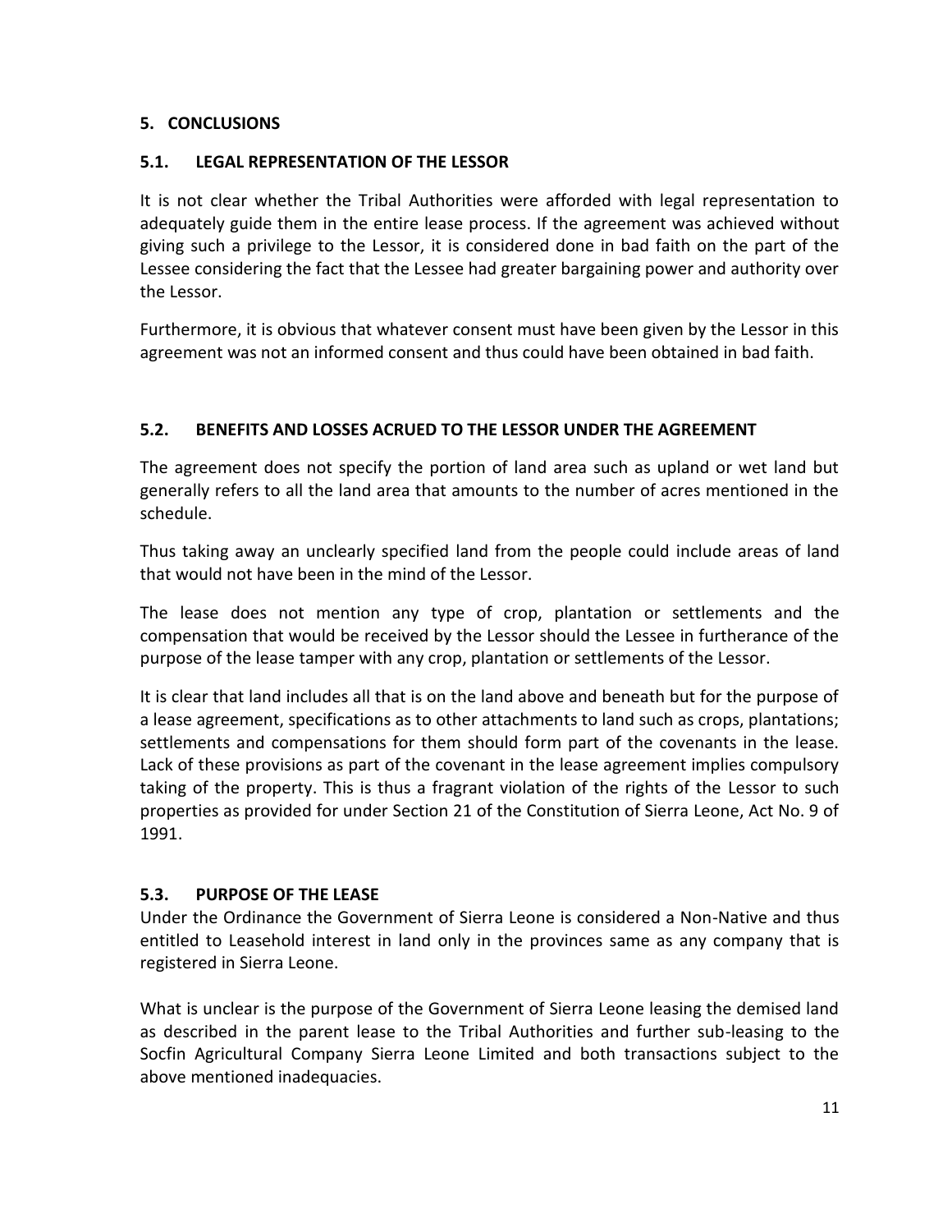## 5. CONCLUSIONS

### 5.1. LEGAL REPRESENTATION OF THE LESSOR

It is not clear whether the Tribal Authorities were afforded with legal representation to adequately guide them in the entire lease process. If the agreement was achieved without giving such a privilege to the Lessor, it is considered done in bad faith on the part of the Lessee considering the fact that the Lessee had greater bargaining power and authority over the Lessor.

Furthermore, it is obvious that whatever consent must have been given by the Lessor in this agreement was not an informed consent and thus could have been obtained in bad faith.

### 5.2. BENEFITS AND LOSSES ACRUED TO THE LESSOR UNDER THE AGREEMENT

The agreement does not specify the portion of land area such as upland or wet land but generally refers to all the land area that amounts to the number of acres mentioned in the schedule.

Thus taking away an unclearly specified land from the people could include areas of land that would not have been in the mind of the Lessor.

The lease does not mention any type of crop, plantation or settlements and the compensation that would be received by the Lessor should the Lessee in furtherance of the purpose of the lease tamper with any crop, plantation or settlements of the Lessor.

It is clear that land includes all that is on the land above and beneath but for the purpose of a lease agreement, specifications as to other attachments to land such as crops, plantations; settlements and compensations for them should form part of the covenants in the lease. Lack of these provisions as part of the covenant in the lease agreement implies compulsory taking of the property. This is thus a fragrant violation of the rights of the Lessor to such properties as provided for under Section 21 of the Constitution of Sierra Leone, Act No. 9 of 1991.

### 5.3. PURPOSE OF THE LEASE

Under the Ordinance the Government of Sierra Leone is considered a Non-Native and thus entitled to Leasehold interest in land only in the provinces same as any company that is registered in Sierra Leone.

What is unclear is the purpose of the Government of Sierra Leone leasing the demised land as described in the parent lease to the Tribal Authorities and further sub-leasing to the Socfin Agricultural Company Sierra Leone Limited and both transactions subject to the above mentioned inadequacies.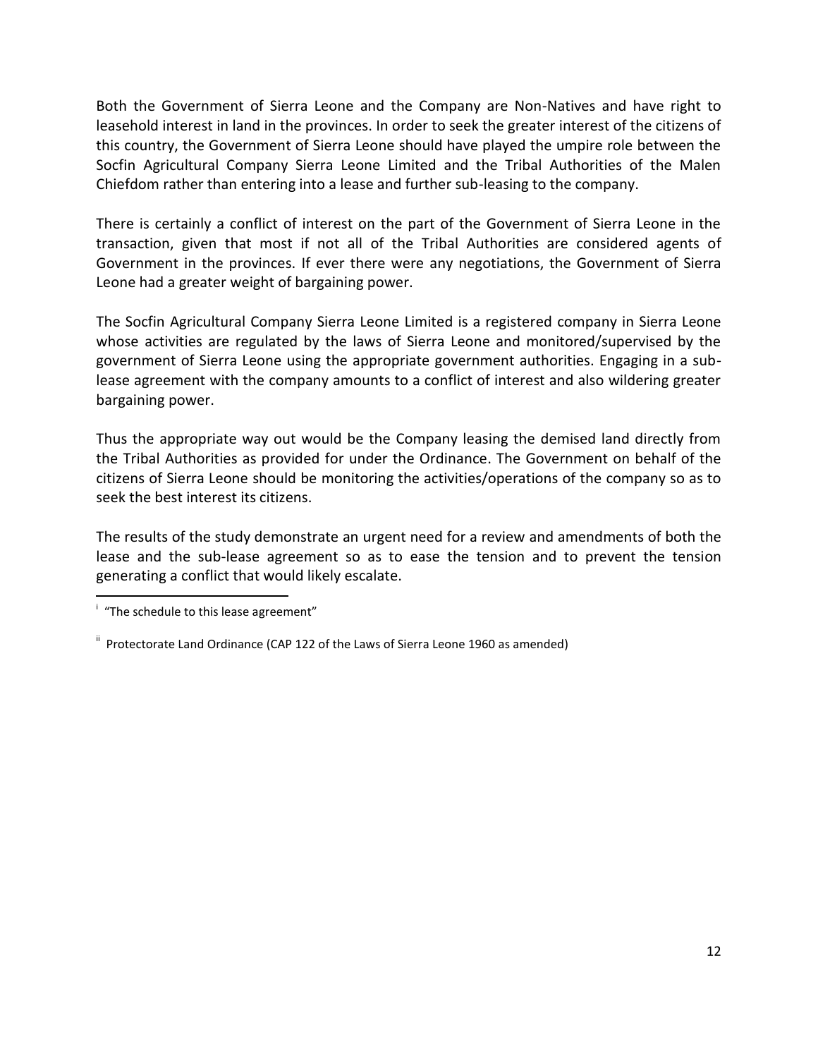Both the Government of Sierra Leone and the Company are Non-Natives and have right to leasehold interest in land in the provinces. In order to seek the greater interest of the citizens of this country, the Government of Sierra Leone should have played the umpire role between the Socfin Agricultural Company Sierra Leone Limited and the Tribal Authorities of the Malen Chiefdom rather than entering into a lease and further sub-leasing to the company.

There is certainly a conflict of interest on the part of the Government of Sierra Leone in the transaction, given that most if not all of the Tribal Authorities are considered agents of Government in the provinces. If ever there were any negotiations, the Government of Sierra Leone had a greater weight of bargaining power.

The Socfin Agricultural Company Sierra Leone Limited is a registered company in Sierra Leone whose activities are regulated by the laws of Sierra Leone and monitored/supervised by the government of Sierra Leone using the appropriate government authorities. Engaging in a sub-lease agreement with the company amounts to a conflict of interest and also wildering greater bargaining power.

Thus the appropriate way out would be the Company leasing the demised land directly from the Tribal Authorities as provided for under the Ordinance. The Government on behalf of the citizens of Sierra Leone should be monitoring the activities/operations of the company so as to seek the best interest its citizens.

The results of the study demonstrate an urgent need for a review and amendments of both the lease and the sub-lease agreement so as to ease the tension and to prevent the tension generating a conflict that would likely escalate.

---

[i] "The schedule to this lease agreement"

[ii] Protectorate Land Ordinance (CAP 122 of the Laws of Sierra Leone 1960 as amended)